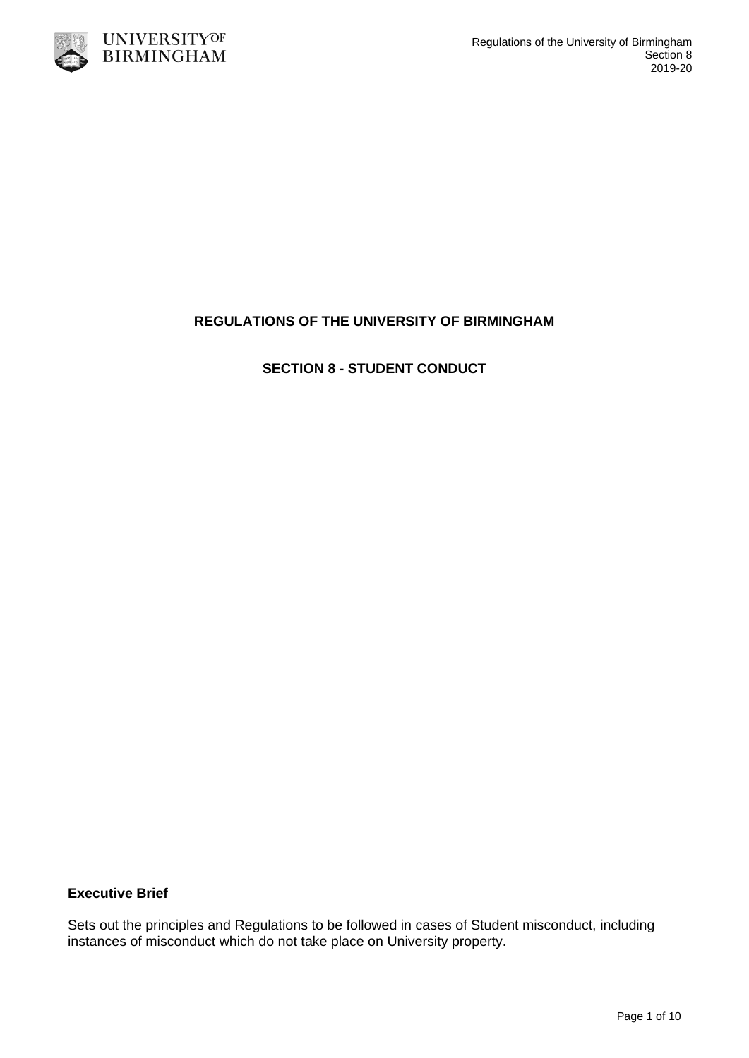# REGULATIONS OF THE UNIVERSITY OF BIRMINGHAM

## SECTION 8 - STUDENT CONDUCT

**Executive Brief**

Sets out the principles and Regulations to be followed in cases of Student misconduct, including instances of misconduct which do not take place on University property.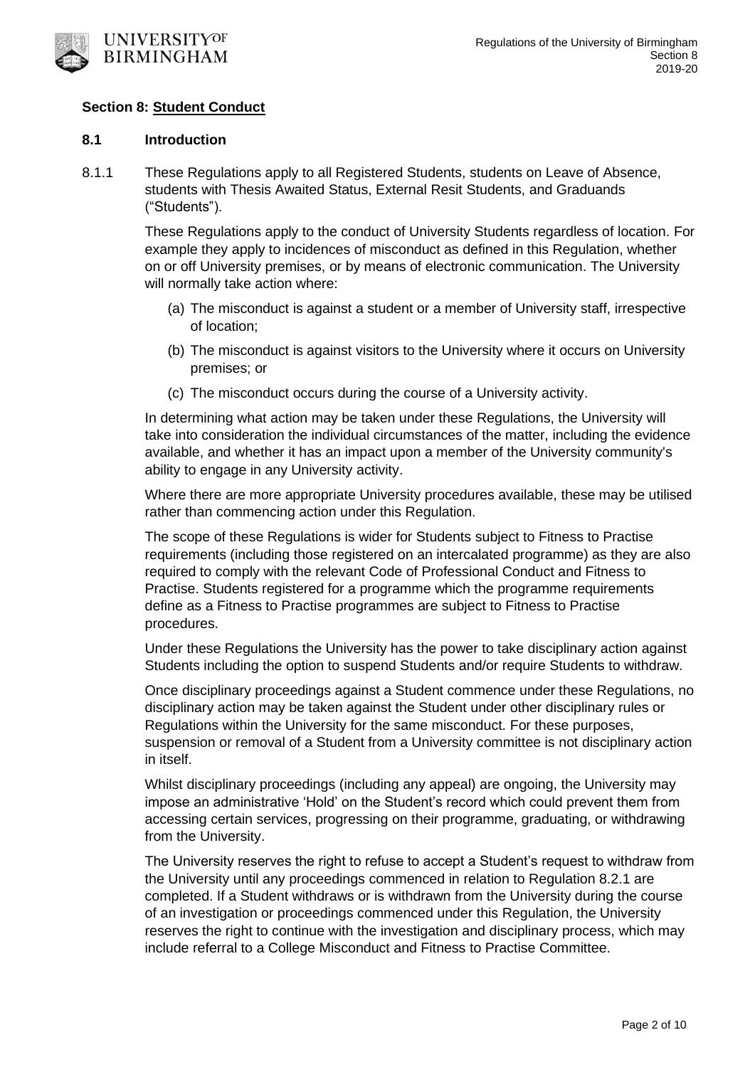## Section 8: Student Conduct

### 8.1 Introduction

8.1.1 These Regulations apply to all Registered Students, students on Leave of Absence, students with Thesis Awaited Status, External Resit Students, and Graduands ("Students").

These Regulations apply to the conduct of University Students regardless of location. For example they apply to incidences of misconduct as defined in this Regulation, whether on or off University premises, or by means of electronic communication. The University will normally take action where:

(a) The misconduct is against a student or a member of University staff, irrespective of location;

(b) The misconduct is against visitors to the University where it occurs on University premises; or

(c) The misconduct occurs during the course of a University activity.

In determining what action may be taken under these Regulations, the University will take into consideration the individual circumstances of the matter, including the evidence available, and whether it has an impact upon a member of the University community's ability to engage in any University activity.

Where there are more appropriate University procedures available, these may be utilised rather than commencing action under this Regulation.

The scope of these Regulations is wider for Students subject to Fitness to Practise requirements (including those registered on an intercalated programme) as they are also required to comply with the relevant Code of Professional Conduct and Fitness to Practise. Students registered for a programme which the programme requirements define as a Fitness to Practise programmes are subject to Fitness to Practise procedures.

Under these Regulations the University has the power to take disciplinary action against Students including the option to suspend Students and/or require Students to withdraw.

Once disciplinary proceedings against a Student commence under these Regulations, no disciplinary action may be taken against the Student under other disciplinary rules or Regulations within the University for the same misconduct. For these purposes, suspension or removal of a Student from a University committee is not disciplinary action in itself.

Whilst disciplinary proceedings (including any appeal) are ongoing, the University may impose an administrative 'Hold' on the Student's record which could prevent them from accessing certain services, progressing on their programme, graduating, or withdrawing from the University.

The University reserves the right to refuse to accept a Student's request to withdraw from the University until any proceedings commenced in relation to Regulation 8.2.1 are completed. If a Student withdraws or is withdrawn from the University during the course of an investigation or proceedings commenced under this Regulation, the University reserves the right to continue with the investigation and disciplinary process, which may include referral to a College Misconduct and Fitness to Practise Committee.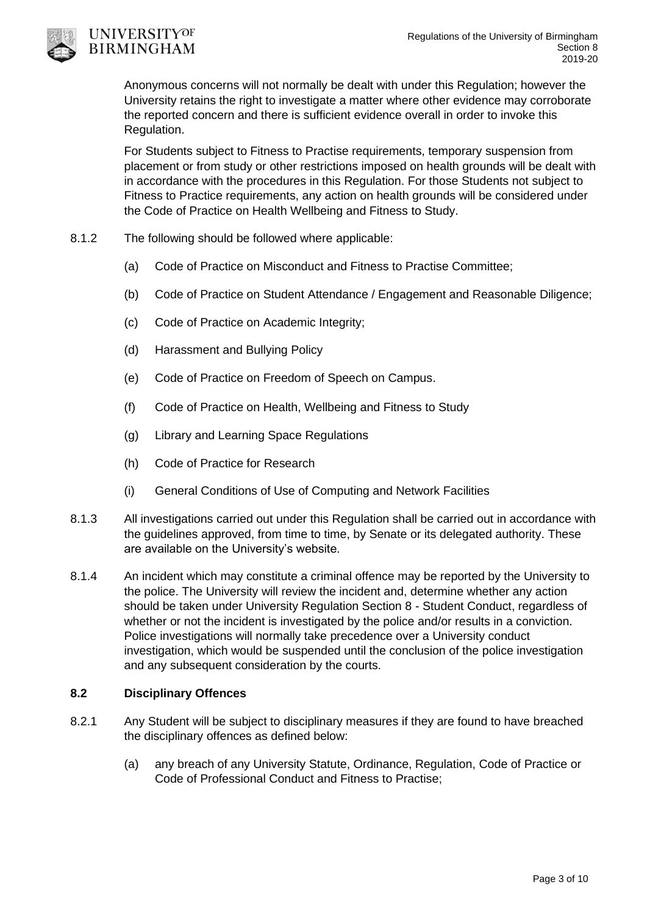Anonymous concerns will not normally be dealt with under this Regulation; however the University retains the right to investigate a matter where other evidence may corroborate the reported concern and there is sufficient evidence overall in order to invoke this Regulation.

For Students subject to Fitness to Practise requirements, temporary suspension from placement or from study or other restrictions imposed on health grounds will be dealt with in accordance with the procedures in this Regulation. For those Students not subject to Fitness to Practice requirements, any action on health grounds will be considered under the Code of Practice on Health Wellbeing and Fitness to Study.

8.1.2 The following should be followed where applicable:

(a) Code of Practice on Misconduct and Fitness to Practise Committee;

(b) Code of Practice on Student Attendance / Engagement and Reasonable Diligence;

(c) Code of Practice on Academic Integrity;

(d) Harassment and Bullying Policy

(e) Code of Practice on Freedom of Speech on Campus.

(f) Code of Practice on Health, Wellbeing and Fitness to Study

(g) Library and Learning Space Regulations

(h) Code of Practice for Research

(i) General Conditions of Use of Computing and Network Facilities

8.1.3 All investigations carried out under this Regulation shall be carried out in accordance with the guidelines approved, from time to time, by Senate or its delegated authority. These are available on the University's website.

8.1.4 An incident which may constitute a criminal offence may be reported by the University to the police. The University will review the incident and, determine whether any action should be taken under University Regulation Section 8 - Student Conduct, regardless of whether or not the incident is investigated by the police and/or results in a conviction. Police investigations will normally take precedence over a University conduct investigation, which would be suspended until the conclusion of the police investigation and any subsequent consideration by the courts.

## 8.2 Disciplinary Offences

8.2.1 Any Student will be subject to disciplinary measures if they are found to have breached the disciplinary offences as defined below:

(a) any breach of any University Statute, Ordinance, Regulation, Code of Practice or Code of Professional Conduct and Fitness to Practise;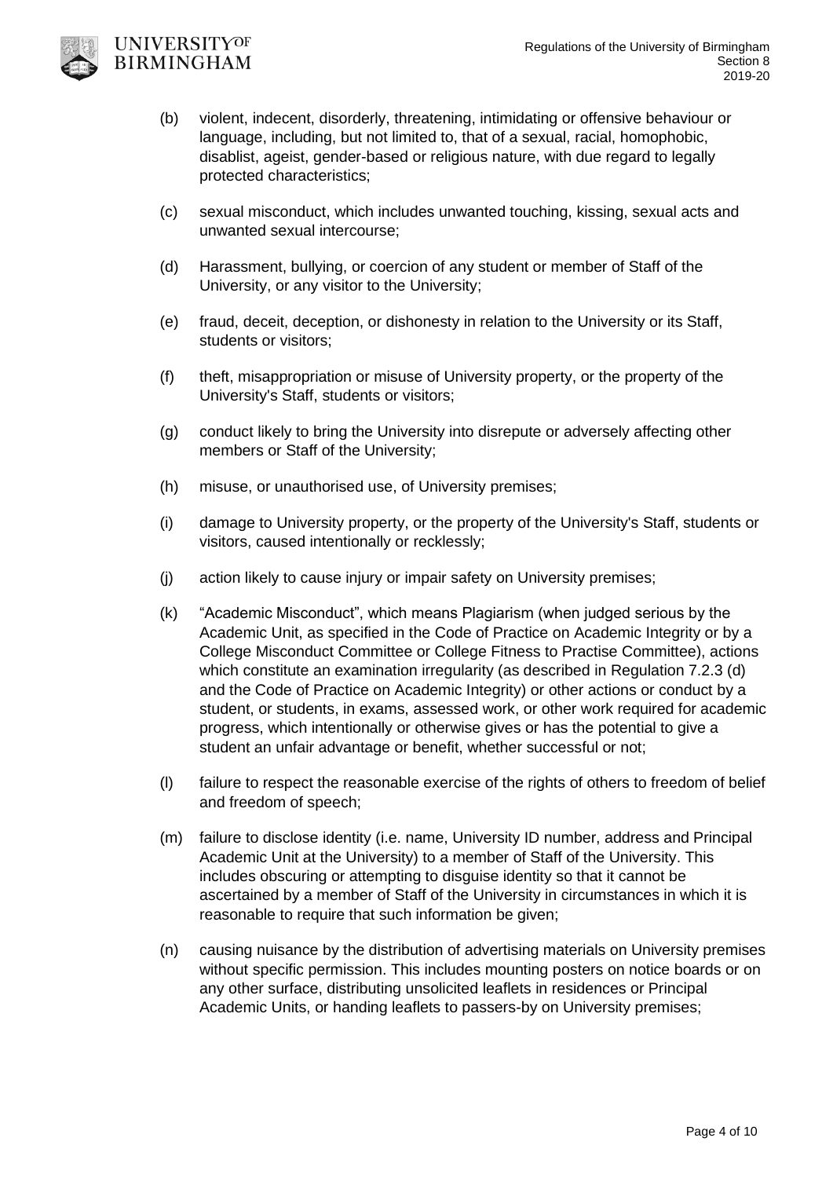(b) violent, indecent, disorderly, threatening, intimidating or offensive behaviour or language, including, but not limited to, that of a sexual, racial, homophobic, disablist, ageist, gender-based or religious nature, with due regard to legally protected characteristics;

(c) sexual misconduct, which includes unwanted touching, kissing, sexual acts and unwanted sexual intercourse;

(d) Harassment, bullying, or coercion of any student or member of Staff of the University, or any visitor to the University;

(e) fraud, deceit, deception, or dishonesty in relation to the University or its Staff, students or visitors;

(f) theft, misappropriation or misuse of University property, or the property of the University's Staff, students or visitors;

(g) conduct likely to bring the University into disrepute or adversely affecting other members or Staff of the University;

(h) misuse, or unauthorised use, of University premises;

(i) damage to University property, or the property of the University's Staff, students or visitors, caused intentionally or recklessly;

(j) action likely to cause injury or impair safety on University premises;

(k) "Academic Misconduct", which means Plagiarism (when judged serious by the Academic Unit, as specified in the Code of Practice on Academic Integrity or by a College Misconduct Committee or College Fitness to Practise Committee), actions which constitute an examination irregularity (as described in Regulation 7.2.3 (d) and the Code of Practice on Academic Integrity) or other actions or conduct by a student, or students, in exams, assessed work, or other work required for academic progress, which intentionally or otherwise gives or has the potential to give a student an unfair advantage or benefit, whether successful or not;

(l) failure to respect the reasonable exercise of the rights of others to freedom of belief and freedom of speech;

(m) failure to disclose identity (i.e. name, University ID number, address and Principal Academic Unit at the University) to a member of Staff of the University. This includes obscuring or attempting to disguise identity so that it cannot be ascertained by a member of Staff of the University in circumstances in which it is reasonable to require that such information be given;

(n) causing nuisance by the distribution of advertising materials on University premises without specific permission. This includes mounting posters on notice boards or on any other surface, distributing unsolicited leaflets in residences or Principal Academic Units, or handing leaflets to passers-by on University premises;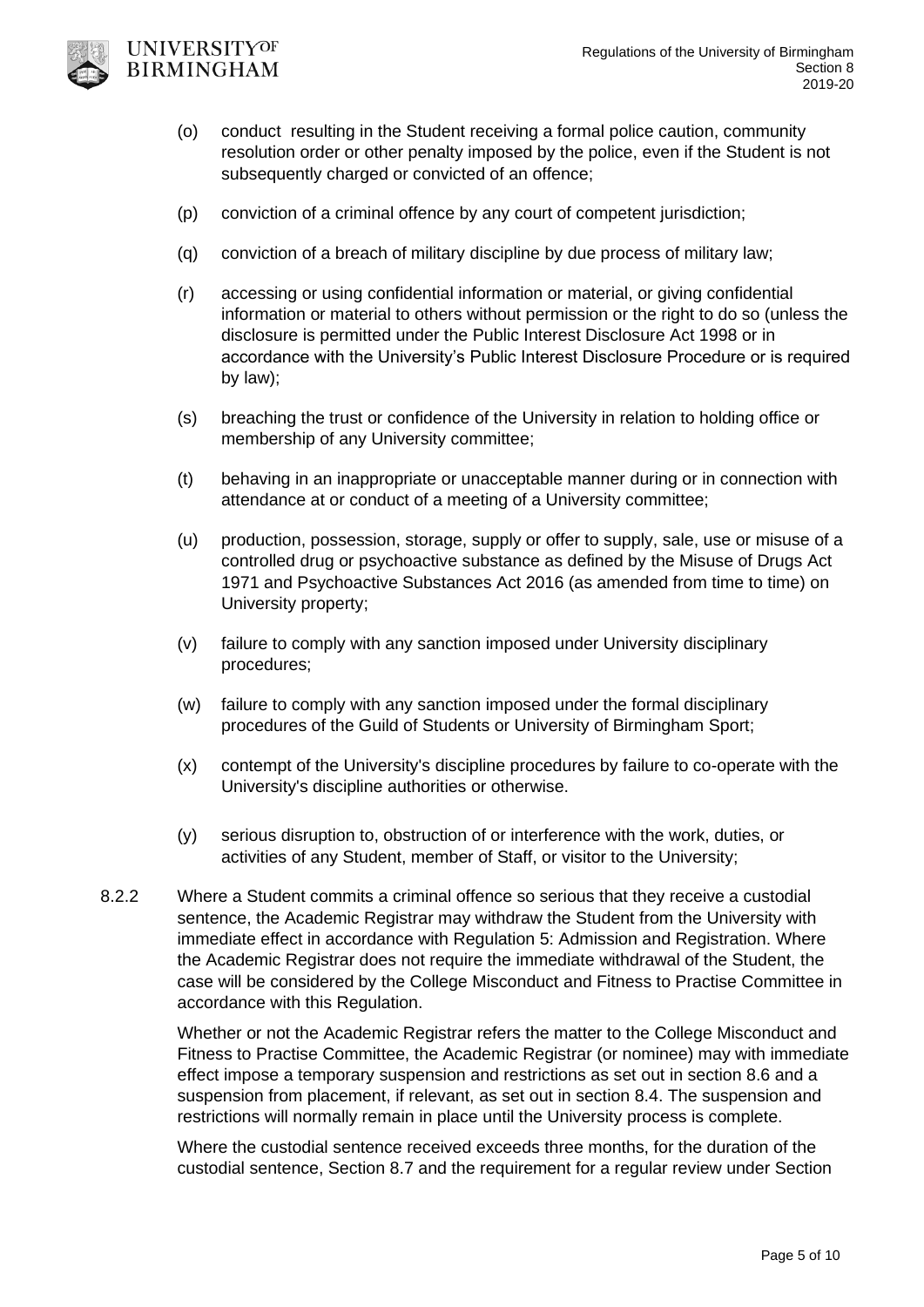(o) conduct resulting in the Student receiving a formal police caution, community resolution order or other penalty imposed by the police, even if the Student is not subsequently charged or convicted of an offence;

(p) conviction of a criminal offence by any court of competent jurisdiction;

(q) conviction of a breach of military discipline by due process of military law;

(r) accessing or using confidential information or material, or giving confidential information or material to others without permission or the right to do so (unless the disclosure is permitted under the Public Interest Disclosure Act 1998 or in accordance with the University's Public Interest Disclosure Procedure or is required by law);

(s) breaching the trust or confidence of the University in relation to holding office or membership of any University committee;

(t) behaving in an inappropriate or unacceptable manner during or in connection with attendance at or conduct of a meeting of a University committee;

(u) production, possession, storage, supply or offer to supply, sale, use or misuse of a controlled drug or psychoactive substance as defined by the Misuse of Drugs Act 1971 and Psychoactive Substances Act 2016 (as amended from time to time) on University property;

(v) failure to comply with any sanction imposed under University disciplinary procedures;

(w) failure to comply with any sanction imposed under the formal disciplinary procedures of the Guild of Students or University of Birmingham Sport;

(x) contempt of the University's discipline procedures by failure to co-operate with the University's discipline authorities or otherwise.

(y) serious disruption to, obstruction of or interference with the work, duties, or activities of any Student, member of Staff, or visitor to the University;

8.2.2 Where a Student commits a criminal offence so serious that they receive a custodial sentence, the Academic Registrar may withdraw the Student from the University with immediate effect in accordance with Regulation 5: Admission and Registration. Where the Academic Registrar does not require the immediate withdrawal of the Student, the case will be considered by the College Misconduct and Fitness to Practise Committee in accordance with this Regulation.

Whether or not the Academic Registrar refers the matter to the College Misconduct and Fitness to Practise Committee, the Academic Registrar (or nominee) may with immediate effect impose a temporary suspension and restrictions as set out in section 8.6 and a suspension from placement, if relevant, as set out in section 8.4. The suspension and restrictions will normally remain in place until the University process is complete.

Where the custodial sentence received exceeds three months, for the duration of the custodial sentence, Section 8.7 and the requirement for a regular review under Section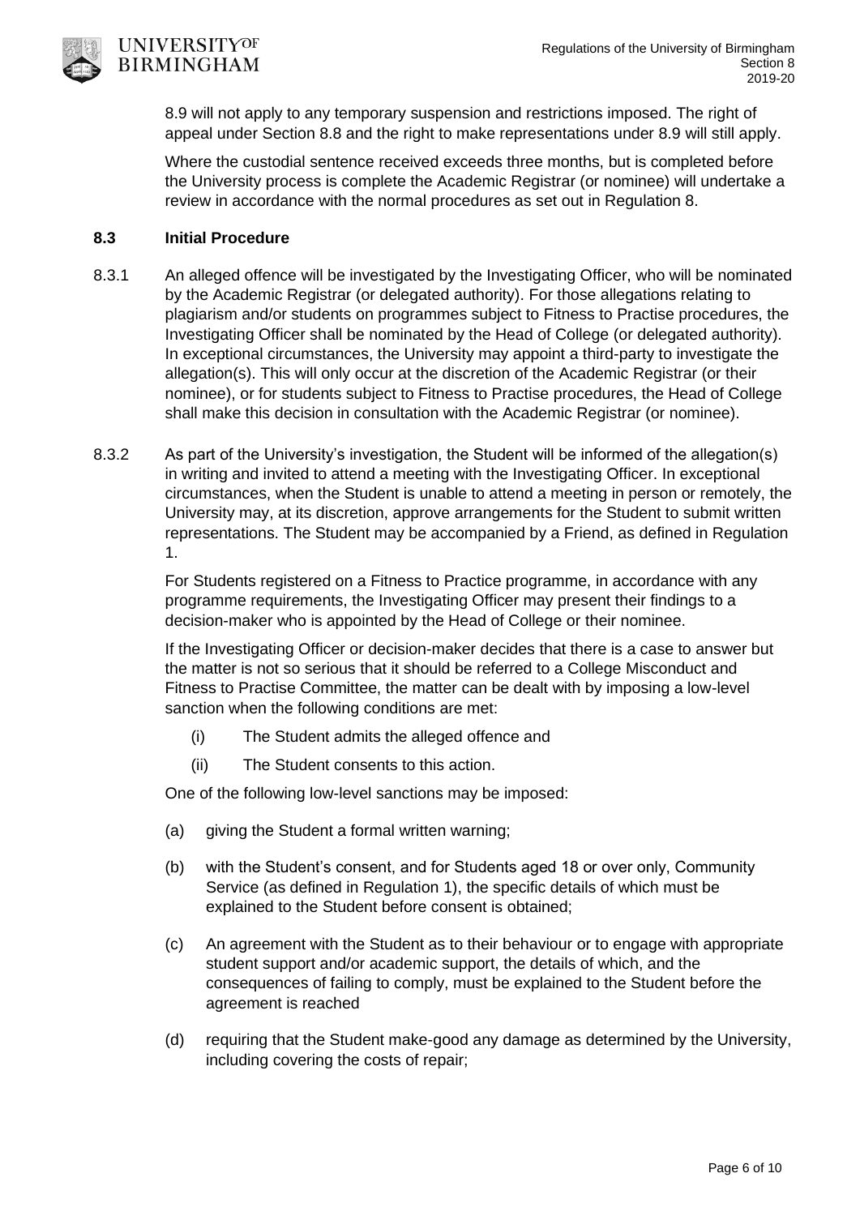8.9 will not apply to any temporary suspension and restrictions imposed. The right of appeal under Section 8.8 and the right to make representations under 8.9 will still apply.

Where the custodial sentence received exceeds three months, but is completed before the University process is complete the Academic Registrar (or nominee) will undertake a review in accordance with the normal procedures as set out in Regulation 8.

### 8.3 Initial Procedure

8.3.1 An alleged offence will be investigated by the Investigating Officer, who will be nominated by the Academic Registrar (or delegated authority). For those allegations relating to plagiarism and/or students on programmes subject to Fitness to Practise procedures, the Investigating Officer shall be nominated by the Head of College (or delegated authority). In exceptional circumstances, the University may appoint a third-party to investigate the allegation(s). This will only occur at the discretion of the Academic Registrar (or their nominee), or for students subject to Fitness to Practise procedures, the Head of College shall make this decision in consultation with the Academic Registrar (or nominee).

8.3.2 As part of the University's investigation, the Student will be informed of the allegation(s) in writing and invited to attend a meeting with the Investigating Officer. In exceptional circumstances, when the Student is unable to attend a meeting in person or remotely, the University may, at its discretion, approve arrangements for the Student to submit written representations. The Student may be accompanied by a Friend, as defined in Regulation 1.

For Students registered on a Fitness to Practice programme, in accordance with any programme requirements, the Investigating Officer may present their findings to a decision-maker who is appointed by the Head of College or their nominee.

If the Investigating Officer or decision-maker decides that there is a case to answer but the matter is not so serious that it should be referred to a College Misconduct and Fitness to Practise Committee, the matter can be dealt with by imposing a low-level sanction when the following conditions are met:

(i) The Student admits the alleged offence and

(ii) The Student consents to this action.

One of the following low-level sanctions may be imposed:

(a) giving the Student a formal written warning;

(b) with the Student's consent, and for Students aged 18 or over only, Community Service (as defined in Regulation 1), the specific details of which must be explained to the Student before consent is obtained;

(c) An agreement with the Student as to their behaviour or to engage with appropriate student support and/or academic support, the details of which, and the consequences of failing to comply, must be explained to the Student before the agreement is reached

(d) requiring that the Student make-good any damage as determined by the University, including covering the costs of repair;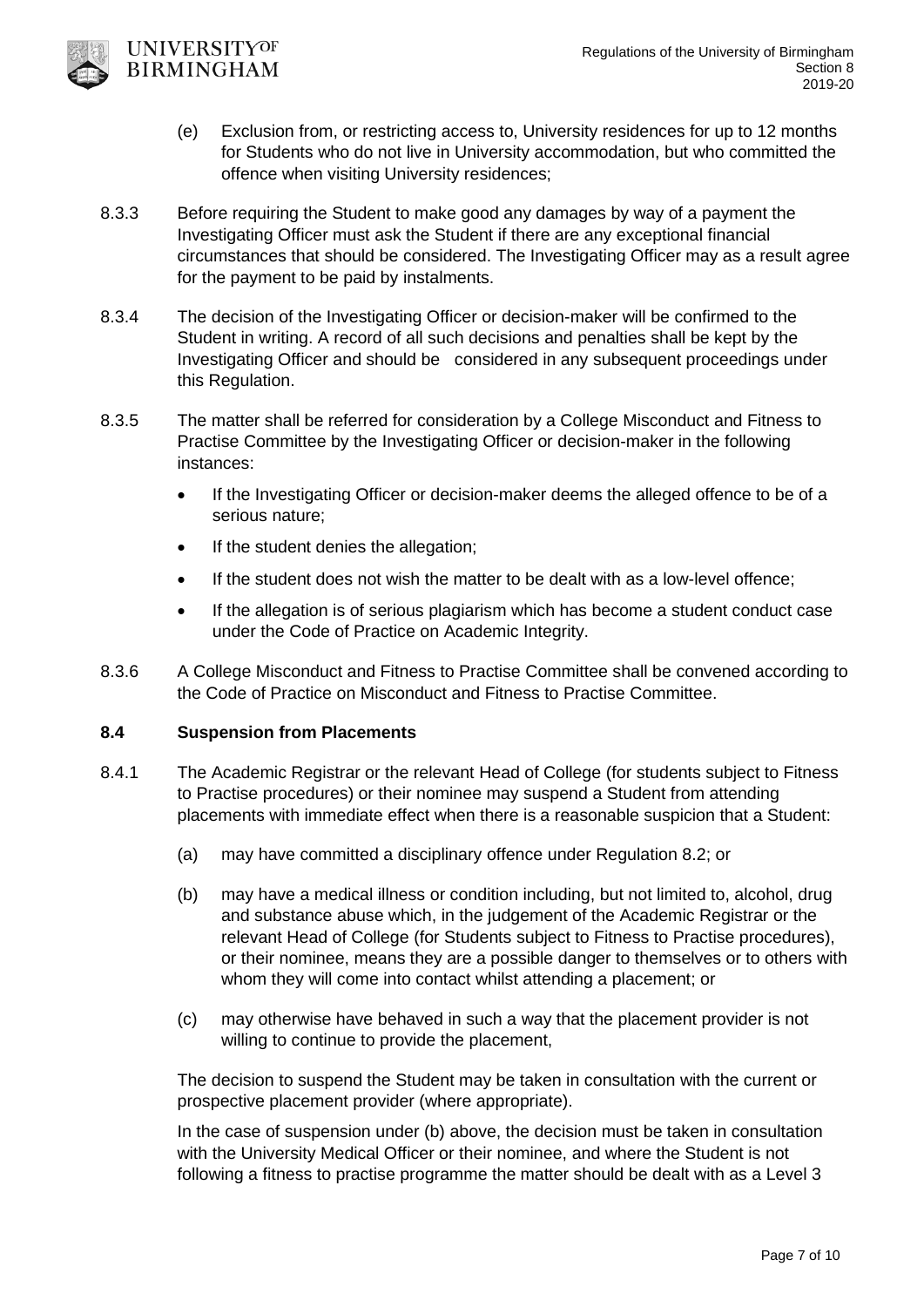(e) Exclusion from, or restricting access to, University residences for up to 12 months for Students who do not live in University accommodation, but who committed the offence when visiting University residences;

8.3.3 Before requiring the Student to make good any damages by way of a payment the Investigating Officer must ask the Student if there are any exceptional financial circumstances that should be considered. The Investigating Officer may as a result agree for the payment to be paid by instalments.

8.3.4 The decision of the Investigating Officer or decision-maker will be confirmed to the Student in writing. A record of all such decisions and penalties shall be kept by the Investigating Officer and should be considered in any subsequent proceedings under this Regulation.

8.3.5 The matter shall be referred for consideration by a College Misconduct and Fitness to Practise Committee by the Investigating Officer or decision-maker in the following instances:

- If the Investigating Officer or decision-maker deems the alleged offence to be of a serious nature;
- If the student denies the allegation;
- If the student does not wish the matter to be dealt with as a low-level offence;
- If the allegation is of serious plagiarism which has become a student conduct case under the Code of Practice on Academic Integrity.

8.3.6 A College Misconduct and Fitness to Practise Committee shall be convened according to the Code of Practice on Misconduct and Fitness to Practise Committee.

### 8.4 Suspension from Placements

8.4.1 The Academic Registrar or the relevant Head of College (for students subject to Fitness to Practise procedures) or their nominee may suspend a Student from attending placements with immediate effect when there is a reasonable suspicion that a Student:

(a) may have committed a disciplinary offence under Regulation 8.2; or

(b) may have a medical illness or condition including, but not limited to, alcohol, drug and substance abuse which, in the judgement of the Academic Registrar or the relevant Head of College (for Students subject to Fitness to Practise procedures), or their nominee, means they are a possible danger to themselves or to others with whom they will come into contact whilst attending a placement; or

(c) may otherwise have behaved in such a way that the placement provider is not willing to continue to provide the placement,

The decision to suspend the Student may be taken in consultation with the current or prospective placement provider (where appropriate).

In the case of suspension under (b) above, the decision must be taken in consultation with the University Medical Officer or their nominee, and where the Student is not following a fitness to practise programme the matter should be dealt with as a Level 3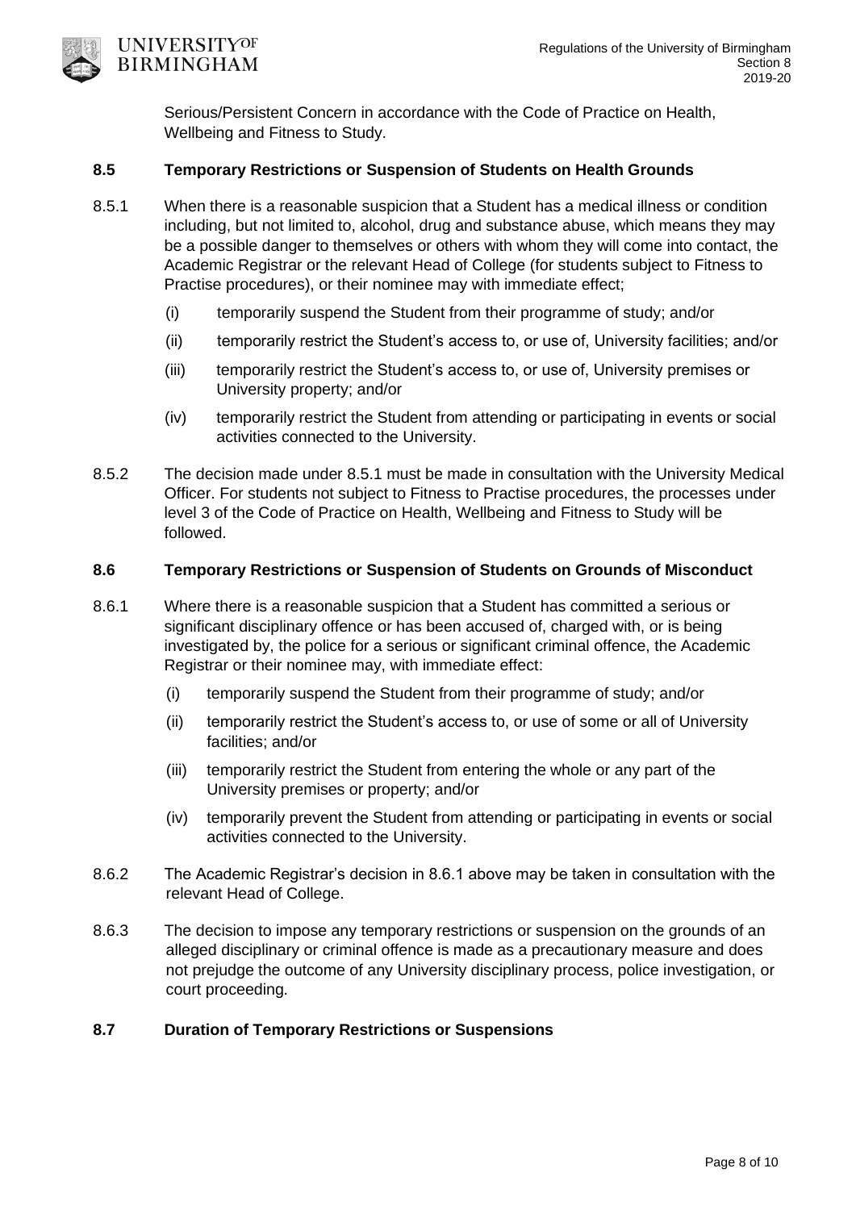Serious/Persistent Concern in accordance with the Code of Practice on Health, Wellbeing and Fitness to Study.

### 8.5 Temporary Restrictions or Suspension of Students on Health Grounds

8.5.1 When there is a reasonable suspicion that a Student has a medical illness or condition including, but not limited to, alcohol, drug and substance abuse, which means they may be a possible danger to themselves or others with whom they will come into contact, the Academic Registrar or the relevant Head of College (for students subject to Fitness to Practise procedures), or their nominee may with immediate effect;

- (i) temporarily suspend the Student from their programme of study; and/or
- (ii) temporarily restrict the Student's access to, or use of, University facilities; and/or
- (iii) temporarily restrict the Student's access to, or use of, University premises or University property; and/or
- (iv) temporarily restrict the Student from attending or participating in events or social activities connected to the University.

8.5.2 The decision made under 8.5.1 must be made in consultation with the University Medical Officer. For students not subject to Fitness to Practise procedures, the processes under level 3 of the Code of Practice on Health, Wellbeing and Fitness to Study will be followed.

### 8.6 Temporary Restrictions or Suspension of Students on Grounds of Misconduct

8.6.1 Where there is a reasonable suspicion that a Student has committed a serious or significant disciplinary offence or has been accused of, charged with, or is being investigated by, the police for a serious or significant criminal offence, the Academic Registrar or their nominee may, with immediate effect:

- (i) temporarily suspend the Student from their programme of study; and/or
- (ii) temporarily restrict the Student's access to, or use of some or all of University facilities; and/or
- (iii) temporarily restrict the Student from entering the whole or any part of the University premises or property; and/or
- (iv) temporarily prevent the Student from attending or participating in events or social activities connected to the University.

8.6.2 The Academic Registrar's decision in 8.6.1 above may be taken in consultation with the relevant Head of College.

8.6.3 The decision to impose any temporary restrictions or suspension on the grounds of an alleged disciplinary or criminal offence is made as a precautionary measure and does not prejudge the outcome of any University disciplinary process, police investigation, or court proceeding.

### 8.7 Duration of Temporary Restrictions or Suspensions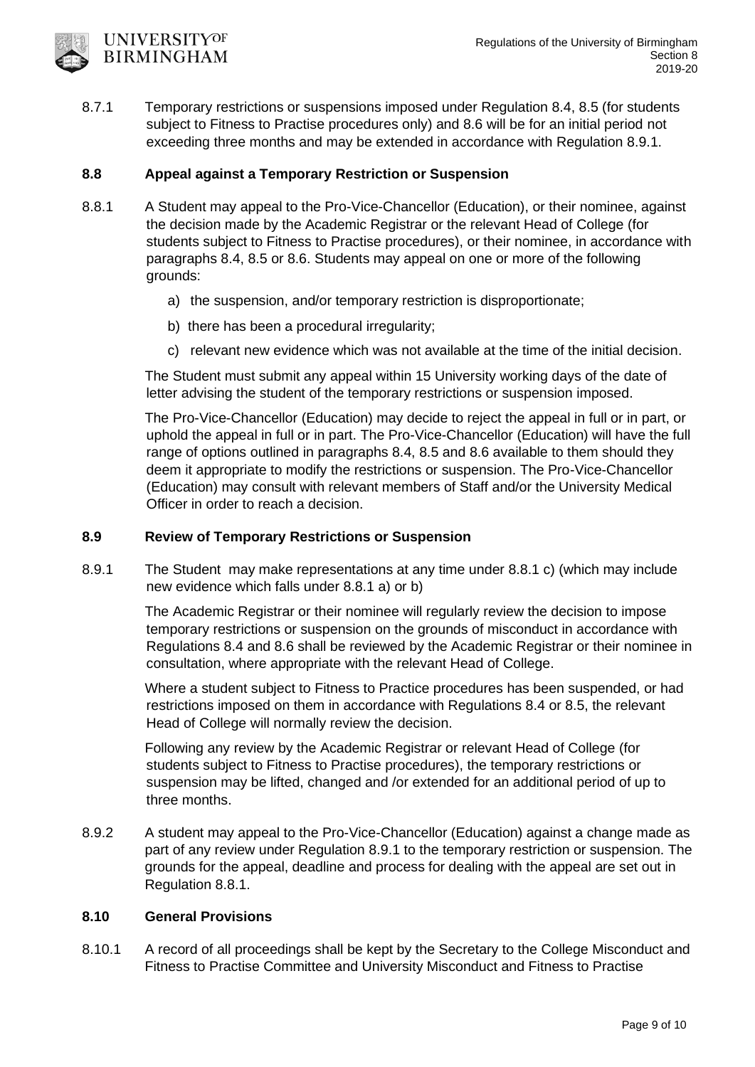8.7.1 Temporary restrictions or suspensions imposed under Regulation 8.4, 8.5 (for students subject to Fitness to Practise procedures only) and 8.6 will be for an initial period not exceeding three months and may be extended in accordance with Regulation 8.9.1.

## 8.8 Appeal against a Temporary Restriction or Suspension

8.8.1 A Student may appeal to the Pro-Vice-Chancellor (Education), or their nominee, against the decision made by the Academic Registrar or the relevant Head of College (for students subject to Fitness to Practise procedures), or their nominee, in accordance with paragraphs 8.4, 8.5 or 8.6. Students may appeal on one or more of the following grounds:

a) the suspension, and/or temporary restriction is disproportionate;

b) there has been a procedural irregularity;

c) relevant new evidence which was not available at the time of the initial decision.

The Student must submit any appeal within 15 University working days of the date of letter advising the student of the temporary restrictions or suspension imposed.

The Pro-Vice-Chancellor (Education) may decide to reject the appeal in full or in part, or uphold the appeal in full or in part. The Pro-Vice-Chancellor (Education) will have the full range of options outlined in paragraphs 8.4, 8.5 and 8.6 available to them should they deem it appropriate to modify the restrictions or suspension. The Pro-Vice-Chancellor (Education) may consult with relevant members of Staff and/or the University Medical Officer in order to reach a decision.

## 8.9 Review of Temporary Restrictions or Suspension

8.9.1 The Student may make representations at any time under 8.8.1 c) (which may include new evidence which falls under 8.8.1 a) or b)

The Academic Registrar or their nominee will regularly review the decision to impose temporary restrictions or suspension on the grounds of misconduct in accordance with Regulations 8.4 and 8.6 shall be reviewed by the Academic Registrar or their nominee in consultation, where appropriate with the relevant Head of College.

Where a student subject to Fitness to Practice procedures has been suspended, or had restrictions imposed on them in accordance with Regulations 8.4 or 8.5, the relevant Head of College will normally review the decision.

Following any review by the Academic Registrar or relevant Head of College (for students subject to Fitness to Practise procedures), the temporary restrictions or suspension may be lifted, changed and /or extended for an additional period of up to three months.

8.9.2 A student may appeal to the Pro-Vice-Chancellor (Education) against a change made as part of any review under Regulation 8.9.1 to the temporary restriction or suspension. The grounds for the appeal, deadline and process for dealing with the appeal are set out in Regulation 8.8.1.

## 8.10 General Provisions

8.10.1 A record of all proceedings shall be kept by the Secretary to the College Misconduct and Fitness to Practise Committee and University Misconduct and Fitness to Practise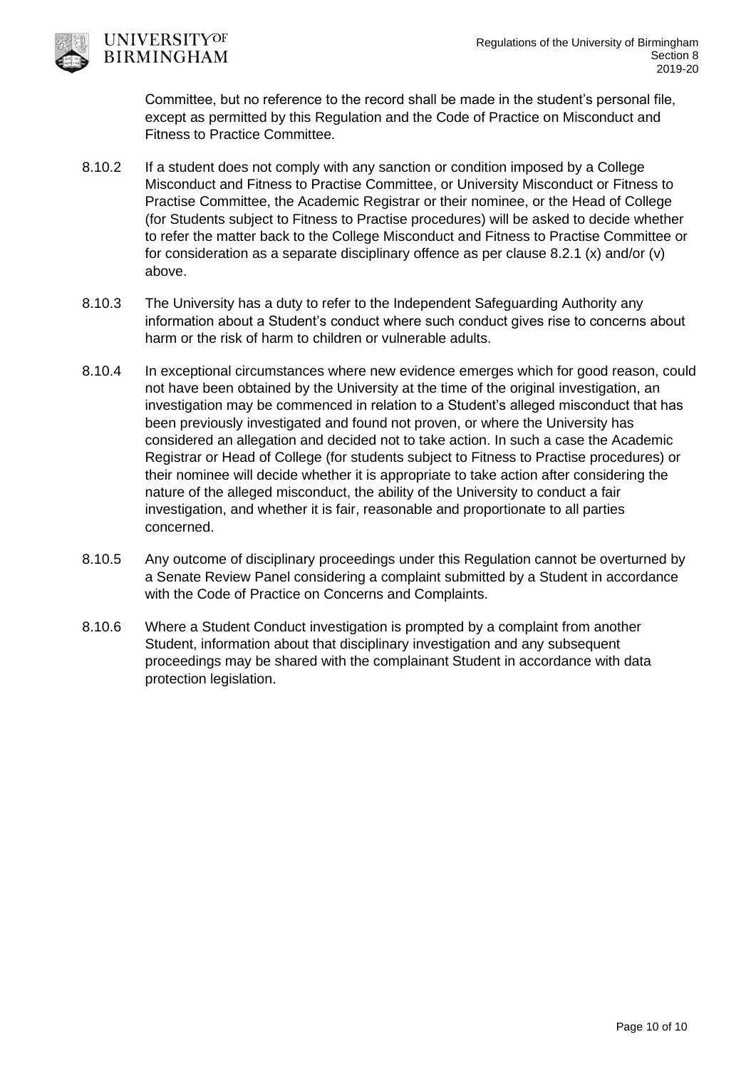Committee, but no reference to the record shall be made in the student's personal file, except as permitted by this Regulation and the Code of Practice on Misconduct and Fitness to Practice Committee.

8.10.2 If a student does not comply with any sanction or condition imposed by a College Misconduct and Fitness to Practise Committee, or University Misconduct or Fitness to Practise Committee, the Academic Registrar or their nominee, or the Head of College (for Students subject to Fitness to Practise procedures) will be asked to decide whether to refer the matter back to the College Misconduct and Fitness to Practise Committee or for consideration as a separate disciplinary offence as per clause 8.2.1 (x) and/or (v) above.

8.10.3 The University has a duty to refer to the Independent Safeguarding Authority any information about a Student's conduct where such conduct gives rise to concerns about harm or the risk of harm to children or vulnerable adults.

8.10.4 In exceptional circumstances where new evidence emerges which for good reason, could not have been obtained by the University at the time of the original investigation, an investigation may be commenced in relation to a Student's alleged misconduct that has been previously investigated and found not proven, or where the University has considered an allegation and decided not to take action. In such a case the Academic Registrar or Head of College (for students subject to Fitness to Practise procedures) or their nominee will decide whether it is appropriate to take action after considering the nature of the alleged misconduct, the ability of the University to conduct a fair investigation, and whether it is fair, reasonable and proportionate to all parties concerned.

8.10.5 Any outcome of disciplinary proceedings under this Regulation cannot be overturned by a Senate Review Panel considering a complaint submitted by a Student in accordance with the Code of Practice on Concerns and Complaints.

8.10.6 Where a Student Conduct investigation is prompted by a complaint from another Student, information about that disciplinary investigation and any subsequent proceedings may be shared with the complainant Student in accordance with data protection legislation.